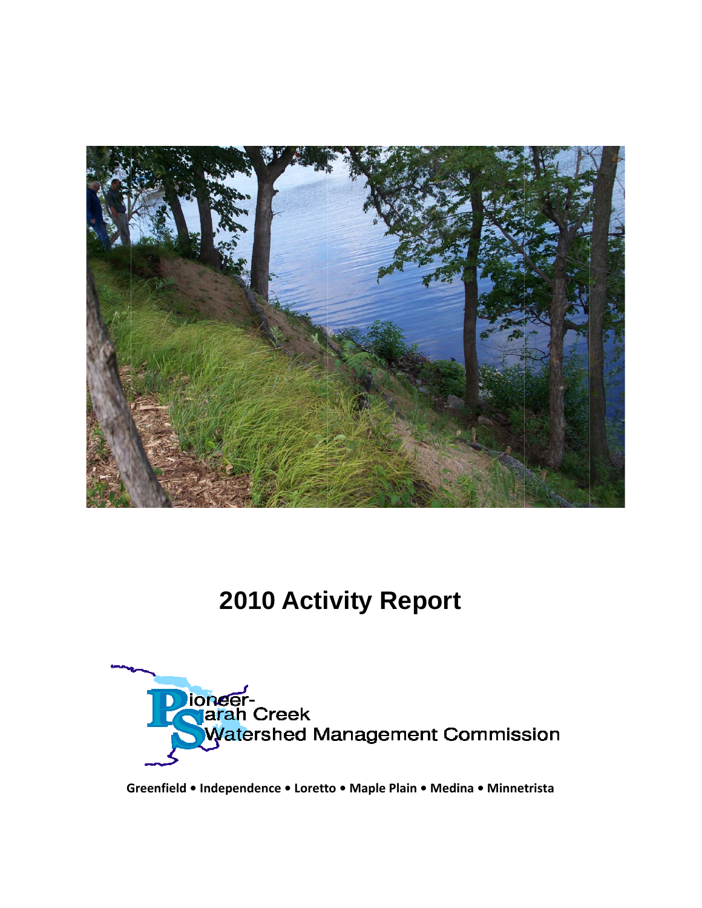# 2010 Activity Report

Pioneer-Sarah Creek Watershed Management Commission

**Greenfield • Independence • Loretto • Maple Plain • Medina • Minnetrista**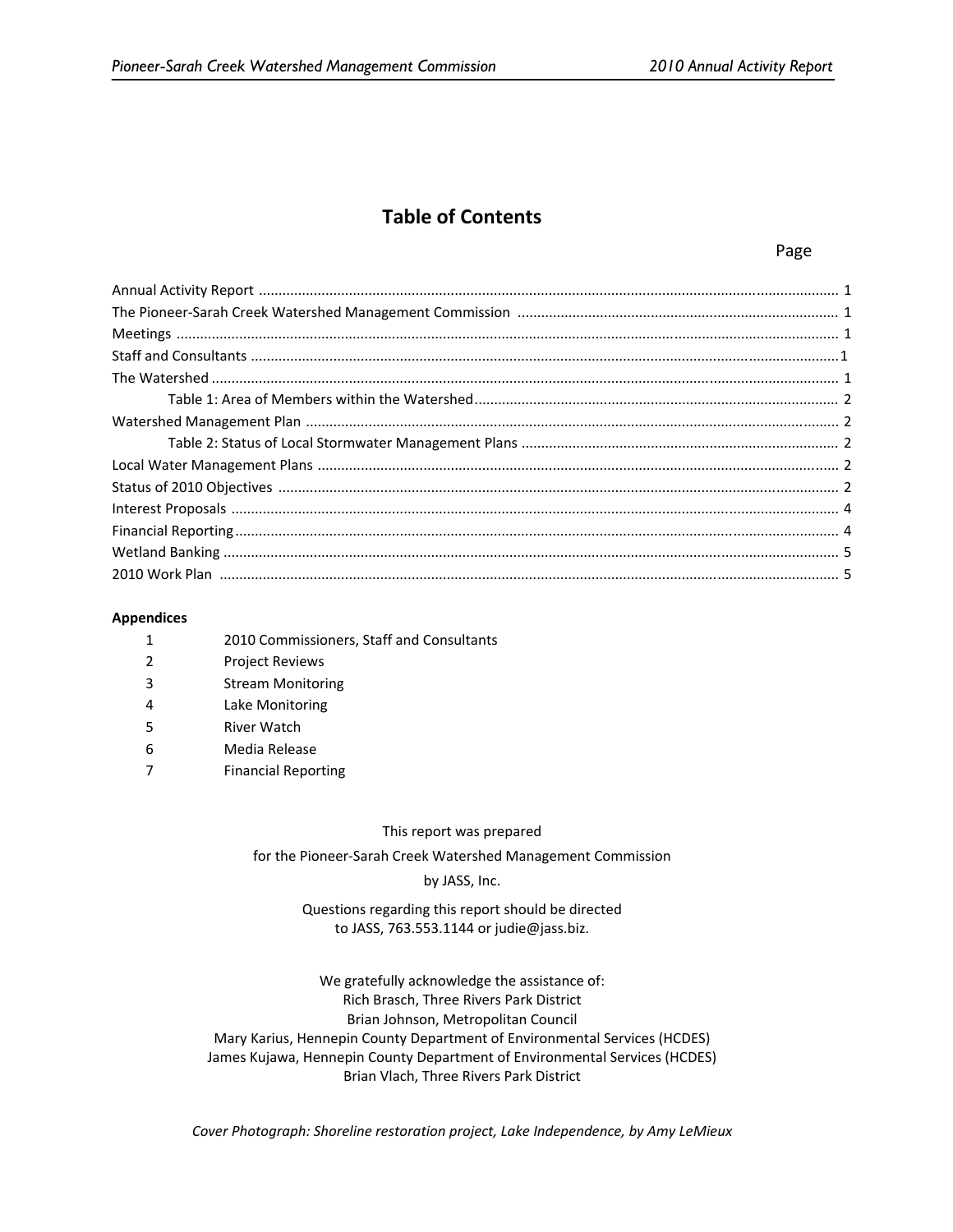# Table of Contents

| | Page |
|---|---|
| Annual Activity Report | 1 |
| The Pioneer-Sarah Creek Watershed Management Commission | 1 |
| Meetings | 1 |
| Staff and Consultants | 1 |
| The Watershed | 1 |
| Table 1: Area of Members within the Watershed | 2 |
| Watershed Management Plan | 2 |
| Table 2: Status of Local Stormwater Management Plans | 2 |
| Local Water Management Plans | 2 |
| Status of 2010 Objectives | 2 |
| Interest Proposals | 4 |
| Financial Reporting | 4 |
| Wetland Banking | 5 |
| 2010 Work Plan | 5 |

**Appendices**

1. 2010 Commissioners, Staff and Consultants
2. Project Reviews
3. Stream Monitoring
4. Lake Monitoring
5. River Watch
6. Media Release
7. Financial Reporting

This report was prepared

for the Pioneer-Sarah Creek Watershed Management Commission

by JASS, Inc.

Questions regarding this report should be directed
to JASS, 763.553.1144 or judie@jass.biz.

We gratefully acknowledge the assistance of:
Rich Brasch, Three Rivers Park District
Brian Johnson, Metropolitan Council
Mary Karius, Hennepin County Department of Environmental Services (HCDES)
James Kujawa, Hennepin County Department of Environmental Services (HCDES)
Brian Vlach, Three Rivers Park District

*Cover Photograph: Shoreline restoration project, Lake Independence, by Amy LeMieux*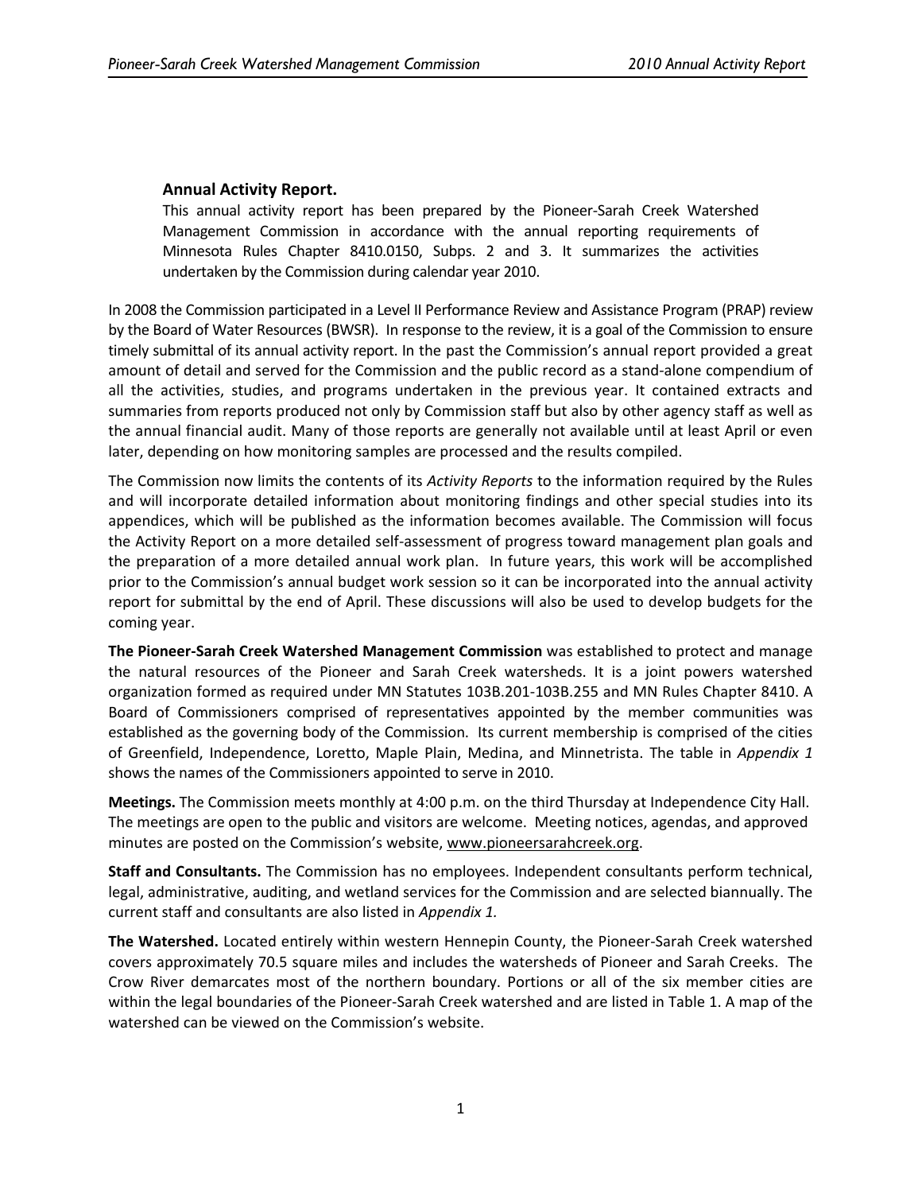### Annual Activity Report.

This annual activity report has been prepared by the Pioneer-Sarah Creek Watershed Management Commission in accordance with the annual reporting requirements of Minnesota Rules Chapter 8410.0150, Subps. 2 and 3. It summarizes the activities undertaken by the Commission during calendar year 2010.

In 2008 the Commission participated in a Level II Performance Review and Assistance Program (PRAP) review by the Board of Water Resources (BWSR). In response to the review, it is a goal of the Commission to ensure timely submittal of its annual activity report. In the past the Commission's annual report provided a great amount of detail and served for the Commission and the public record as a stand-alone compendium of all the activities, studies, and programs undertaken in the previous year. It contained extracts and summaries from reports produced not only by Commission staff but also by other agency staff as well as the annual financial audit. Many of those reports are generally not available until at least April or even later, depending on how monitoring samples are processed and the results compiled.

The Commission now limits the contents of its *Activity Reports* to the information required by the Rules and will incorporate detailed information about monitoring findings and other special studies into its appendices, which will be published as the information becomes available. The Commission will focus the Activity Report on a more detailed self-assessment of progress toward management plan goals and the preparation of a more detailed annual work plan. In future years, this work will be accomplished prior to the Commission's annual budget work session so it can be incorporated into the annual activity report for submittal by the end of April. These discussions will also be used to develop budgets for the coming year.

**The Pioneer-Sarah Creek Watershed Management Commission** was established to protect and manage the natural resources of the Pioneer and Sarah Creek watersheds. It is a joint powers watershed organization formed as required under MN Statutes 103B.201-103B.255 and MN Rules Chapter 8410. A Board of Commissioners comprised of representatives appointed by the member communities was established as the governing body of the Commission. Its current membership is comprised of the cities of Greenfield, Independence, Loretto, Maple Plain, Medina, and Minnetrista. The table in *Appendix 1* shows the names of the Commissioners appointed to serve in 2010.

**Meetings.** The Commission meets monthly at 4:00 p.m. on the third Thursday at Independence City Hall. The meetings are open to the public and visitors are welcome. Meeting notices, agendas, and approved minutes are posted on the Commission's website, www.pioneersarahcreek.org.

**Staff and Consultants.** The Commission has no employees. Independent consultants perform technical, legal, administrative, auditing, and wetland services for the Commission and are selected biannually. The current staff and consultants are also listed in *Appendix 1.*

**The Watershed.** Located entirely within western Hennepin County, the Pioneer-Sarah Creek watershed covers approximately 70.5 square miles and includes the watersheds of Pioneer and Sarah Creeks. The Crow River demarcates most of the northern boundary. Portions or all of the six member cities are within the legal boundaries of the Pioneer-Sarah Creek watershed and are listed in Table 1. A map of the watershed can be viewed on the Commission's website.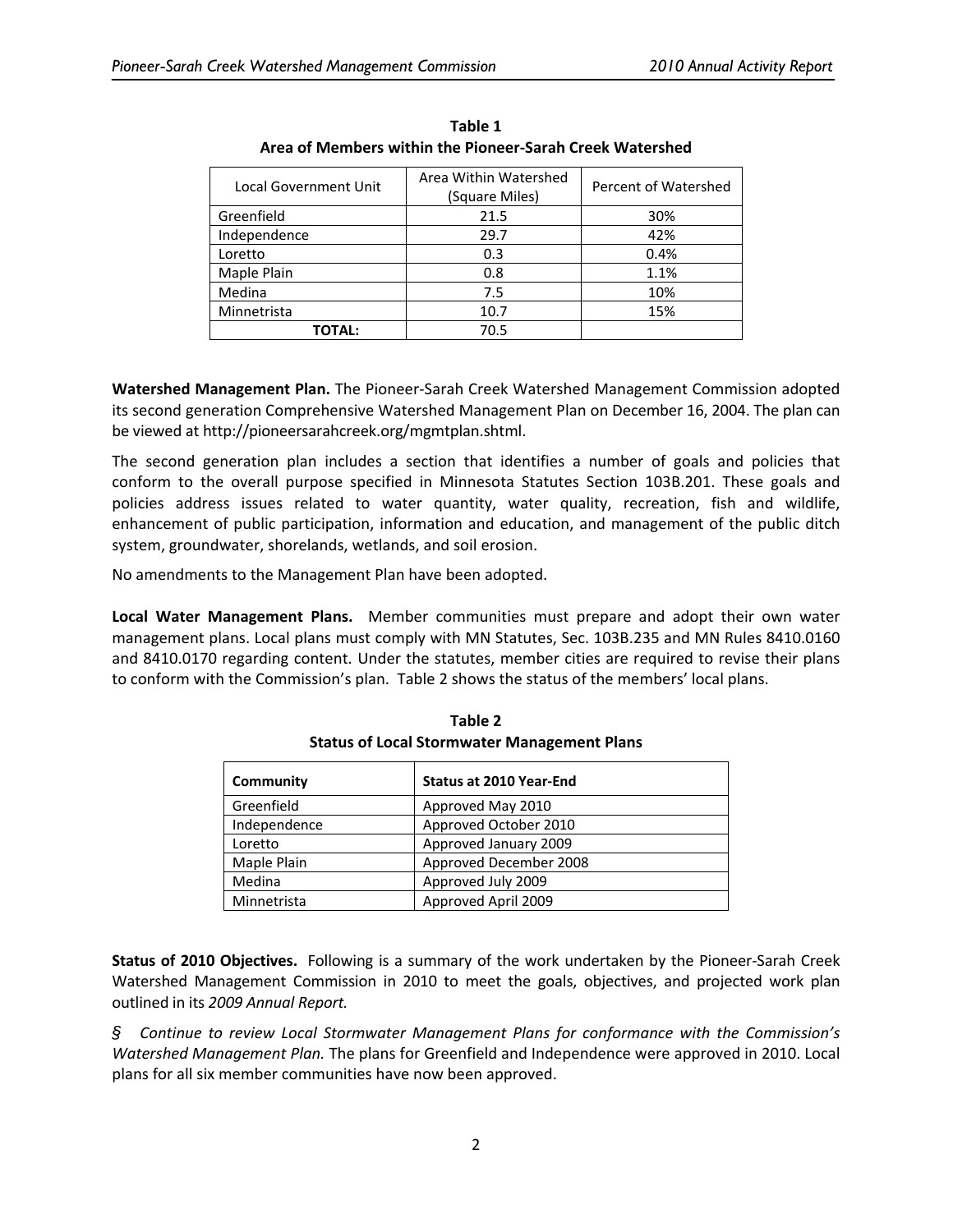**Table 1**
**Area of Members within the Pioneer-Sarah Creek Watershed**

| Local Government Unit | Area Within Watershed (Square Miles) | Percent of Watershed |
|---|---|---|
| Greenfield | 21.5 | 30% |
| Independence | 29.7 | 42% |
| Loretto | 0.3 | 0.4% |
| Maple Plain | 0.8 | 1.1% |
| Medina | 7.5 | 10% |
| Minnetrista | 10.7 | 15% |
| **TOTAL:** | 70.5 | |

**Watershed Management Plan.** The Pioneer-Sarah Creek Watershed Management Commission adopted its second generation Comprehensive Watershed Management Plan on December 16, 2004. The plan can be viewed at http://pioneersarahcreek.org/mgmtplan.shtml.

The second generation plan includes a section that identifies a number of goals and policies that conform to the overall purpose specified in Minnesota Statutes Section 103B.201. These goals and policies address issues related to water quantity, water quality, recreation, fish and wildlife, enhancement of public participation, information and education, and management of the public ditch system, groundwater, shorelands, wetlands, and soil erosion.

No amendments to the Management Plan have been adopted.

**Local Water Management Plans.** Member communities must prepare and adopt their own water management plans. Local plans must comply with MN Statutes, Sec. 103B.235 and MN Rules 8410.0160 and 8410.0170 regarding content. Under the statutes, member cities are required to revise their plans to conform with the Commission's plan. Table 2 shows the status of the members' local plans.

**Table 2**
**Status of Local Stormwater Management Plans**

| **Community** | **Status at 2010 Year-End** |
|---|---|
| Greenfield | Approved May 2010 |
| Independence | Approved October 2010 |
| Loretto | Approved January 2009 |
| Maple Plain | Approved December 2008 |
| Medina | Approved July 2009 |
| Minnetrista | Approved April 2009 |

**Status of 2010 Objectives.** Following is a summary of the work undertaken by the Pioneer-Sarah Creek Watershed Management Commission in 2010 to meet the goals, objectives, and projected work plan outlined in its *2009 Annual Report.*

§ *Continue to review Local Stormwater Management Plans for conformance with the Commission's Watershed Management Plan.* The plans for Greenfield and Independence were approved in 2010. Local plans for all six member communities have now been approved.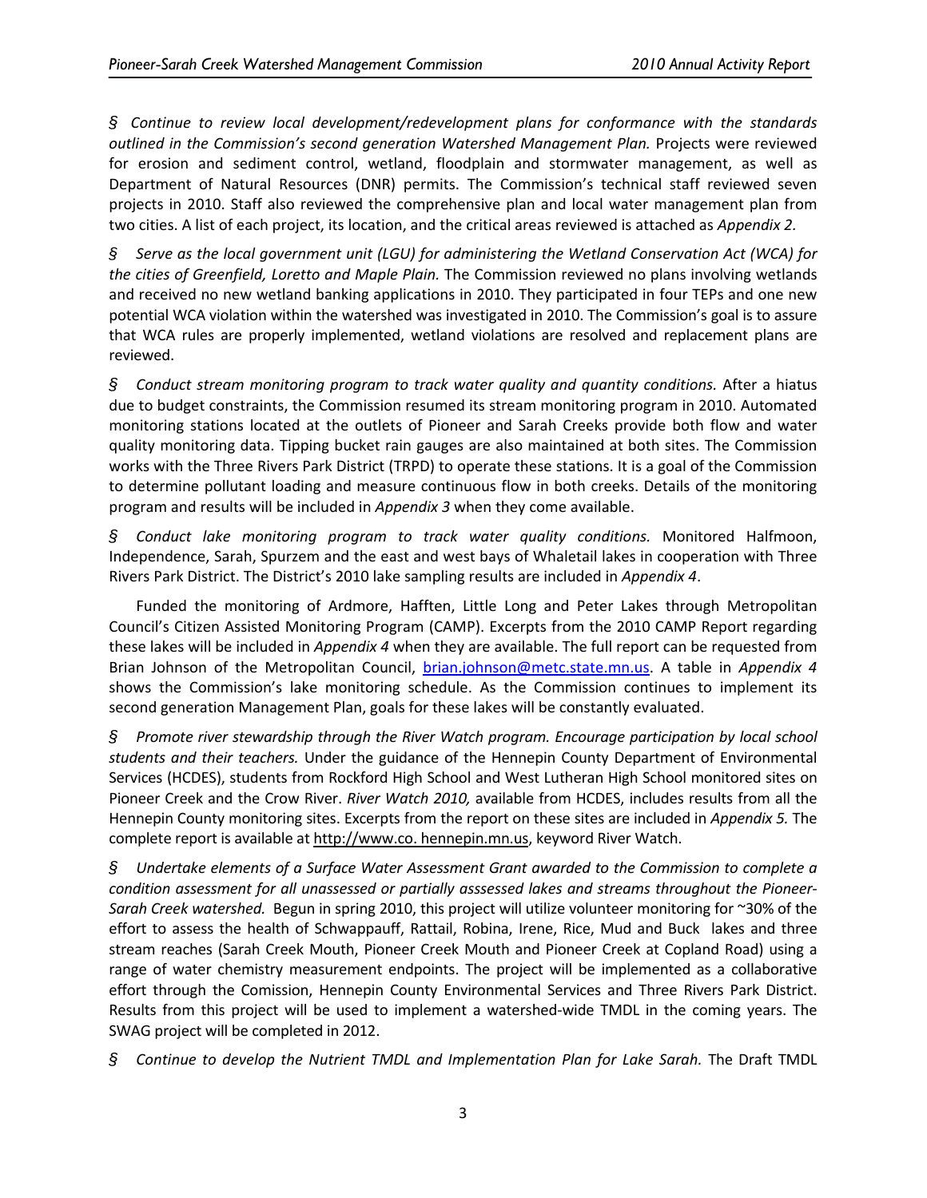§ *Continue to review local development/redevelopment plans for conformance with the standards outlined in the Commission's second generation Watershed Management Plan.* Projects were reviewed for erosion and sediment control, wetland, floodplain and stormwater management, as well as Department of Natural Resources (DNR) permits. The Commission's technical staff reviewed seven projects in 2010. Staff also reviewed the comprehensive plan and local water management plan from two cities. A list of each project, its location, and the critical areas reviewed is attached as *Appendix 2.*

§ *Serve as the local government unit (LGU) for administering the Wetland Conservation Act (WCA) for the cities of Greenfield, Loretto and Maple Plain.* The Commission reviewed no plans involving wetlands and received no new wetland banking applications in 2010. They participated in four TEPs and one new potential WCA violation within the watershed was investigated in 2010. The Commission's goal is to assure that WCA rules are properly implemented, wetland violations are resolved and replacement plans are reviewed.

§ *Conduct stream monitoring program to track water quality and quantity conditions.* After a hiatus due to budget constraints, the Commission resumed its stream monitoring program in 2010. Automated monitoring stations located at the outlets of Pioneer and Sarah Creeks provide both flow and water quality monitoring data. Tipping bucket rain gauges are also maintained at both sites. The Commission works with the Three Rivers Park District (TRPD) to operate these stations. It is a goal of the Commission to determine pollutant loading and measure continuous flow in both creeks. Details of the monitoring program and results will be included in *Appendix 3* when they come available.

§ *Conduct lake monitoring program to track water quality conditions.* Monitored Halfmoon, Independence, Sarah, Spurzem and the east and west bays of Whaletail lakes in cooperation with Three Rivers Park District. The District's 2010 lake sampling results are included in *Appendix 4*.

Funded the monitoring of Ardmore, Hafften, Little Long and Peter Lakes through Metropolitan Council's Citizen Assisted Monitoring Program (CAMP). Excerpts from the 2010 CAMP Report regarding these lakes will be included in *Appendix 4* when they are available. The full report can be requested from Brian Johnson of the Metropolitan Council, brian.johnson@metc.state.mn.us. A table in *Appendix 4* shows the Commission's lake monitoring schedule. As the Commission continues to implement its second generation Management Plan, goals for these lakes will be constantly evaluated.

§ *Promote river stewardship through the River Watch program. Encourage participation by local school students and their teachers.* Under the guidance of the Hennepin County Department of Environmental Services (HCDES), students from Rockford High School and West Lutheran High School monitored sites on Pioneer Creek and the Crow River. *River Watch 2010,* available from HCDES, includes results from all the Hennepin County monitoring sites. Excerpts from the report on these sites are included in *Appendix 5.* The complete report is available at http://www.co. hennepin.mn.us, keyword River Watch.

§ *Undertake elements of a Surface Water Assessment Grant awarded to the Commission to complete a condition assessment for all unassessed or partially asssessed lakes and streams throughout the Pioneer-Sarah Creek watershed.* Begun in spring 2010, this project will utilize volunteer monitoring for ~30% of the effort to assess the health of Schwappauff, Rattail, Robina, Irene, Rice, Mud and Buck lakes and three stream reaches (Sarah Creek Mouth, Pioneer Creek Mouth and Pioneer Creek at Copland Road) using a range of water chemistry measurement endpoints. The project will be implemented as a collaborative effort through the Comission, Hennepin County Environmental Services and Three Rivers Park District. Results from this project will be used to implement a watershed-wide TMDL in the coming years. The SWAG project will be completed in 2012.

§ *Continue to develop the Nutrient TMDL and Implementation Plan for Lake Sarah.* The Draft TMDL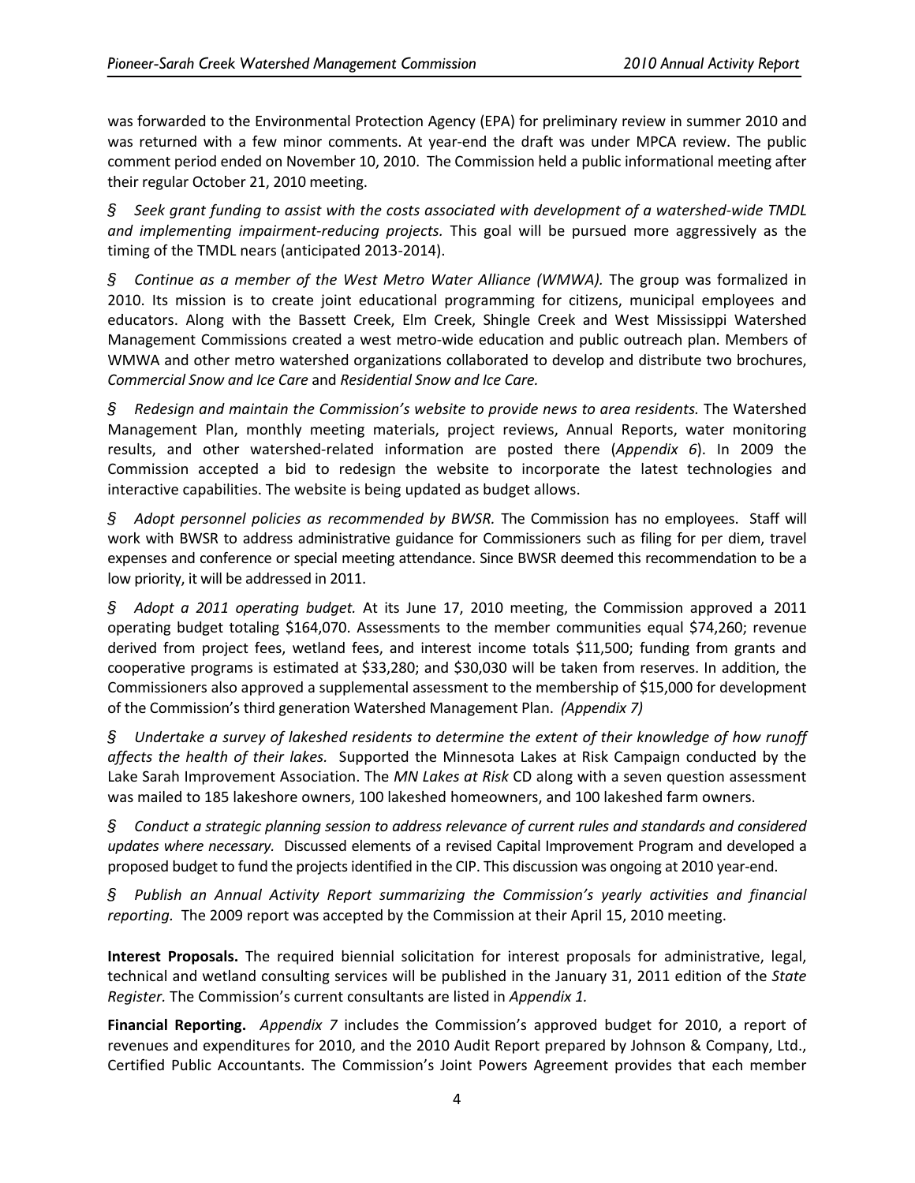was forwarded to the Environmental Protection Agency (EPA) for preliminary review in summer 2010 and was returned with a few minor comments. At year-end the draft was under MPCA review. The public comment period ended on November 10, 2010. The Commission held a public informational meeting after their regular October 21, 2010 meeting.

§ *Seek grant funding to assist with the costs associated with development of a watershed-wide TMDL and implementing impairment-reducing projects.* This goal will be pursued more aggressively as the timing of the TMDL nears (anticipated 2013-2014).

§ *Continue as a member of the West Metro Water Alliance (WMWA).* The group was formalized in 2010. Its mission is to create joint educational programming for citizens, municipal employees and educators. Along with the Bassett Creek, Elm Creek, Shingle Creek and West Mississippi Watershed Management Commissions created a west metro-wide education and public outreach plan. Members of WMWA and other metro watershed organizations collaborated to develop and distribute two brochures, *Commercial Snow and Ice Care* and *Residential Snow and Ice Care.*

§ *Redesign and maintain the Commission's website to provide news to area residents.* The Watershed Management Plan, monthly meeting materials, project reviews, Annual Reports, water monitoring results, and other watershed-related information are posted there (*Appendix 6*). In 2009 the Commission accepted a bid to redesign the website to incorporate the latest technologies and interactive capabilities. The website is being updated as budget allows.

§ *Adopt personnel policies as recommended by BWSR.* The Commission has no employees. Staff will work with BWSR to address administrative guidance for Commissioners such as filing for per diem, travel expenses and conference or special meeting attendance. Since BWSR deemed this recommendation to be a low priority, it will be addressed in 2011.

§ *Adopt a 2011 operating budget.* At its June 17, 2010 meeting, the Commission approved a 2011 operating budget totaling $164,070. Assessments to the member communities equal $74,260; revenue derived from project fees, wetland fees, and interest income totals $11,500; funding from grants and cooperative programs is estimated at $33,280; and $30,030 will be taken from reserves. In addition, the Commissioners also approved a supplemental assessment to the membership of $15,000 for development of the Commission's third generation Watershed Management Plan. *(Appendix 7)*

§ *Undertake a survey of lakeshed residents to determine the extent of their knowledge of how runoff affects the health of their lakes.* Supported the Minnesota Lakes at Risk Campaign conducted by the Lake Sarah Improvement Association. The *MN Lakes at Risk* CD along with a seven question assessment was mailed to 185 lakeshore owners, 100 lakeshed homeowners, and 100 lakeshed farm owners.

§ *Conduct a strategic planning session to address relevance of current rules and standards and considered updates where necessary.* Discussed elements of a revised Capital Improvement Program and developed a proposed budget to fund the projects identified in the CIP. This discussion was ongoing at 2010 year-end.

§ *Publish an Annual Activity Report summarizing the Commission's yearly activities and financial reporting.* The 2009 report was accepted by the Commission at their April 15, 2010 meeting.

**Interest Proposals.** The required biennial solicitation for interest proposals for administrative, legal, technical and wetland consulting services will be published in the January 31, 2011 edition of the *State Register.* The Commission's current consultants are listed in *Appendix 1.*

**Financial Reporting.** *Appendix 7* includes the Commission's approved budget for 2010, a report of revenues and expenditures for 2010, and the 2010 Audit Report prepared by Johnson & Company, Ltd., Certified Public Accountants. The Commission's Joint Powers Agreement provides that each member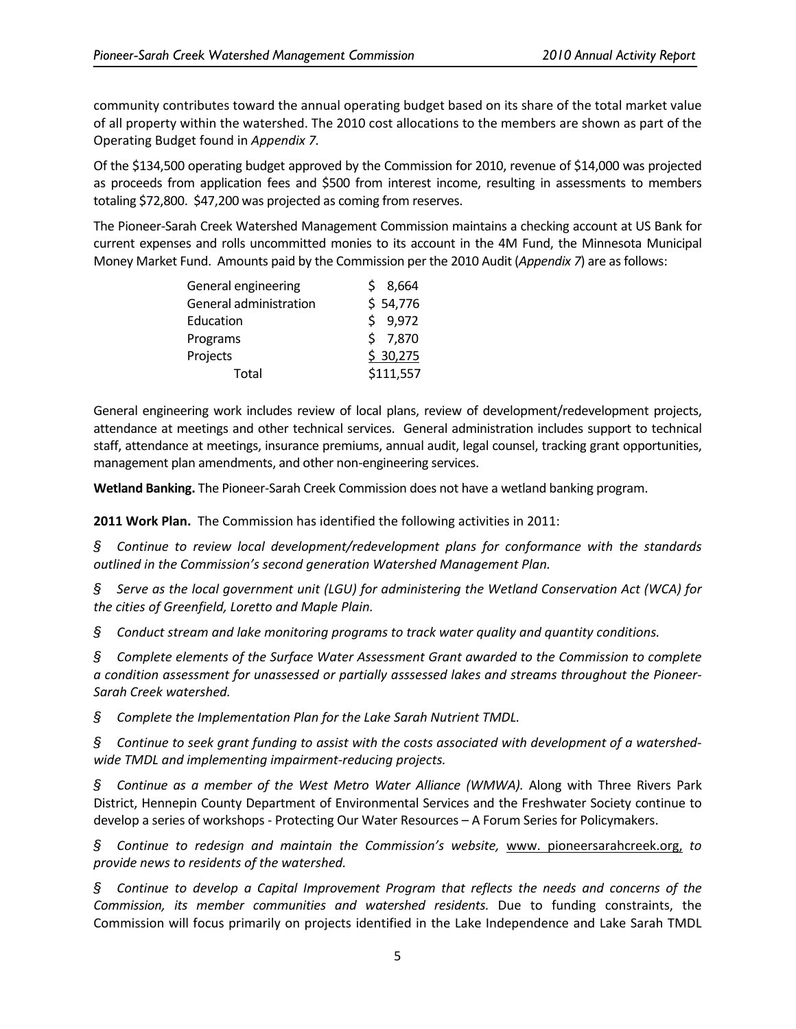community contributes toward the annual operating budget based on its share of the total market value of all property within the watershed. The 2010 cost allocations to the members are shown as part of the Operating Budget found in *Appendix 7.*

Of the $134,500 operating budget approved by the Commission for 2010, revenue of $14,000 was projected as proceeds from application fees and $500 from interest income, resulting in assessments to members totaling $72,800. $47,200 was projected as coming from reserves.

The Pioneer-Sarah Creek Watershed Management Commission maintains a checking account at US Bank for current expenses and rolls uncommitted monies to its account in the 4M Fund, the Minnesota Municipal Money Market Fund. Amounts paid by the Commission per the 2010 Audit (*Appendix 7*) are as follows:

| | |
|---|---|
| General engineering | $ 8,664 |
| General administration | $ 54,776 |
| Education | $ 9,972 |
| Programs | $ 7,870 |
| Projects | $ 30,275 |
| Total | $111,557 |

General engineering work includes review of local plans, review of development/redevelopment projects, attendance at meetings and other technical services. General administration includes support to technical staff, attendance at meetings, insurance premiums, annual audit, legal counsel, tracking grant opportunities, management plan amendments, and other non-engineering services.

**Wetland Banking.** The Pioneer-Sarah Creek Commission does not have a wetland banking program.

**2011 Work Plan.** The Commission has identified the following activities in 2011:

§ *Continue to review local development/redevelopment plans for conformance with the standards outlined in the Commission's second generation Watershed Management Plan.*

§ *Serve as the local government unit (LGU) for administering the Wetland Conservation Act (WCA) for the cities of Greenfield, Loretto and Maple Plain.*

§ *Conduct stream and lake monitoring programs to track water quality and quantity conditions.*

§ *Complete elements of the Surface Water Assessment Grant awarded to the Commission to complete a condition assessment for unassessed or partially asssessed lakes and streams throughout the Pioneer-Sarah Creek watershed.*

§ *Complete the Implementation Plan for the Lake Sarah Nutrient TMDL.*

§ *Continue to seek grant funding to assist with the costs associated with development of a watershed-wide TMDL and implementing impairment-reducing projects.*

§ *Continue as a member of the West Metro Water Alliance (WMWA).* Along with Three Rivers Park District, Hennepin County Department of Environmental Services and the Freshwater Society continue to develop a series of workshops - Protecting Our Water Resources – A Forum Series for Policymakers.

§ *Continue to redesign and maintain the Commission's website,* www. pioneersarahcreek.org, *to provide news to residents of the watershed.*

§ *Continue to develop a Capital Improvement Program that reflects the needs and concerns of the Commission, its member communities and watershed residents.* Due to funding constraints, the Commission will focus primarily on projects identified in the Lake Independence and Lake Sarah TMDL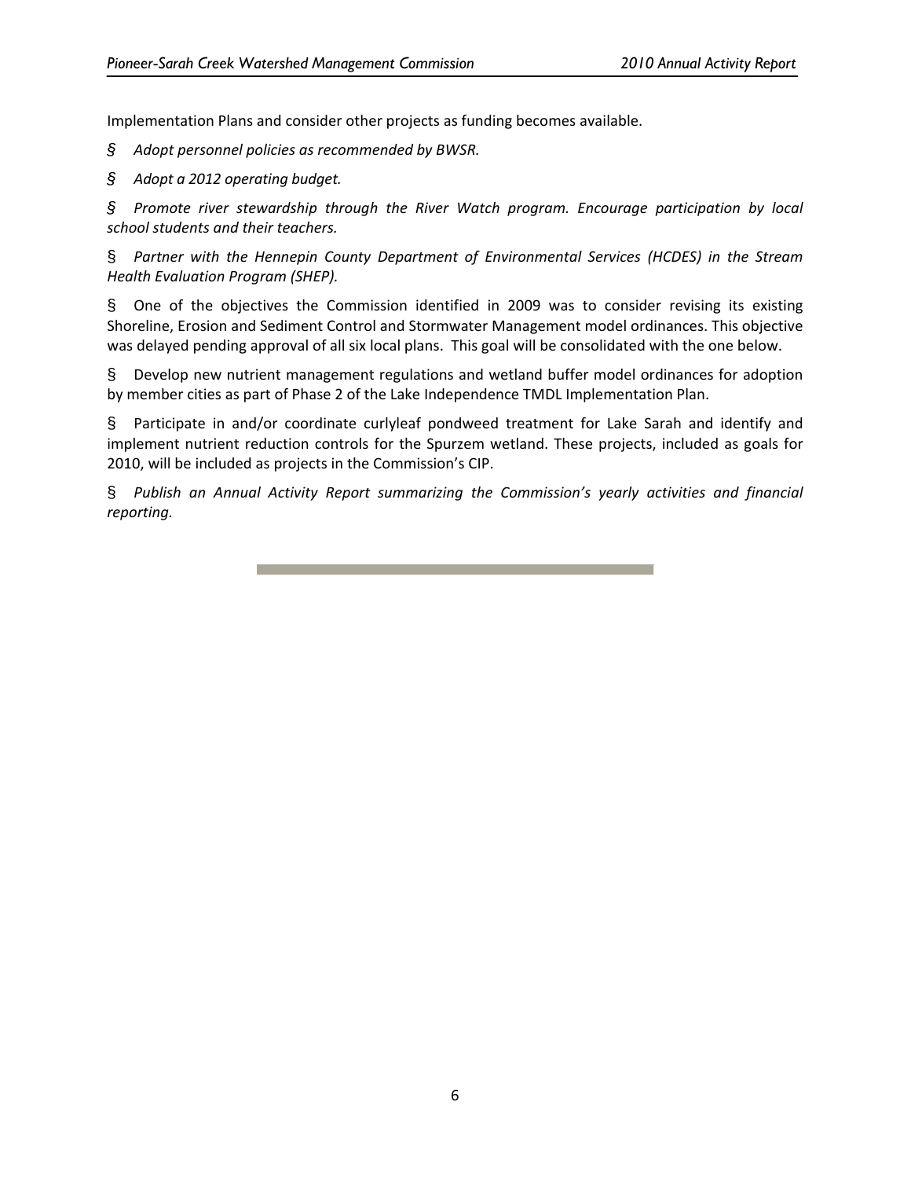Implementation Plans and consider other projects as funding becomes available.

- *Adopt personnel policies as recommended by BWSR.*
- *Adopt a 2012 operating budget.*
- *Promote river stewardship through the River Watch program. Encourage participation by local school students and their teachers.*
- *Partner with the Hennepin County Department of Environmental Services (HCDES) in the Stream Health Evaluation Program (SHEP).*
- One of the objectives the Commission identified in 2009 was to consider revising its existing Shoreline, Erosion and Sediment Control and Stormwater Management model ordinances. This objective was delayed pending approval of all six local plans. This goal will be consolidated with the one below.
- Develop new nutrient management regulations and wetland buffer model ordinances for adoption by member cities as part of Phase 2 of the Lake Independence TMDL Implementation Plan.
- Participate in and/or coordinate curlyleaf pondweed treatment for Lake Sarah and identify and implement nutrient reduction controls for the Spurzem wetland. These projects, included as goals for 2010, will be included as projects in the Commission's CIP.
- *Publish an Annual Activity Report summarizing the Commission's yearly activities and financial reporting.*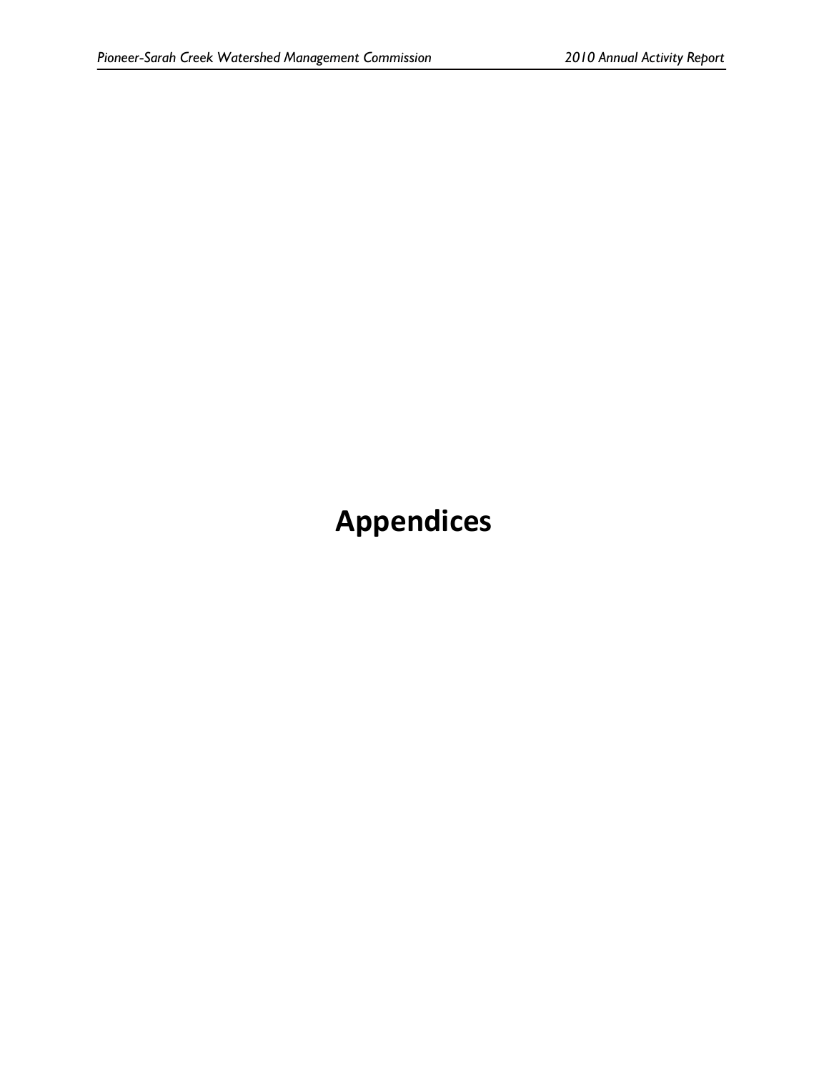# Appendices